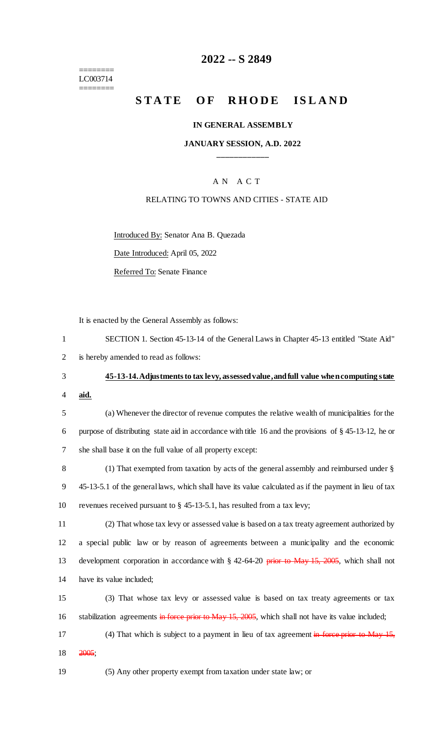========
LC003714
========

# 2022 -- S 2849

# STATE OF RHODE ISLAND

**IN GENERAL ASSEMBLY**

**JANUARY SESSION, A.D. 2022**

____________

A N A C T

RELATING TO TOWNS AND CITIES - STATE AID

Introduced By: Senator Ana B. Quezada

Date Introduced: April 05, 2022

Referred To: Senate Finance

It is enacted by the General Assembly as follows:

1 SECTION 1. Section 45-13-14 of the General Laws in Chapter 45-13 entitled "State Aid"
2 is hereby amended to read as follows:

3 **45-13-14. Adjustments to tax levy, assessed value, and full value when computing state**
4 **aid.**

5 (a) Whenever the director of revenue computes the relative wealth of municipalities for the
6 purpose of distributing state aid in accordance with title 16 and the provisions of § 45-13-12, he or
7 she shall base it on the full value of all property except:

8 (1) That exempted from taxation by acts of the general assembly and reimbursed under §
9 45-13-5.1 of the general laws, which shall have its value calculated as if the payment in lieu of tax
10 revenues received pursuant to § 45-13-5.1, has resulted from a tax levy;

11 (2) That whose tax levy or assessed value is based on a tax treaty agreement authorized by
12 a special public law or by reason of agreements between a municipality and the economic
13 development corporation in accordance with § 42-64-20 ~~prior to May 15, 2005~~, which shall not
14 have its value included;

15 (3) That whose tax levy or assessed value is based on tax treaty agreements or tax
16 stabilization agreements ~~in force prior to May 15, 2005~~, which shall not have its value included;

17 (4) That which is subject to a payment in lieu of tax agreement ~~in force prior to May 15,~~
18 ~~2005~~;

19 (5) Any other property exempt from taxation under state law; or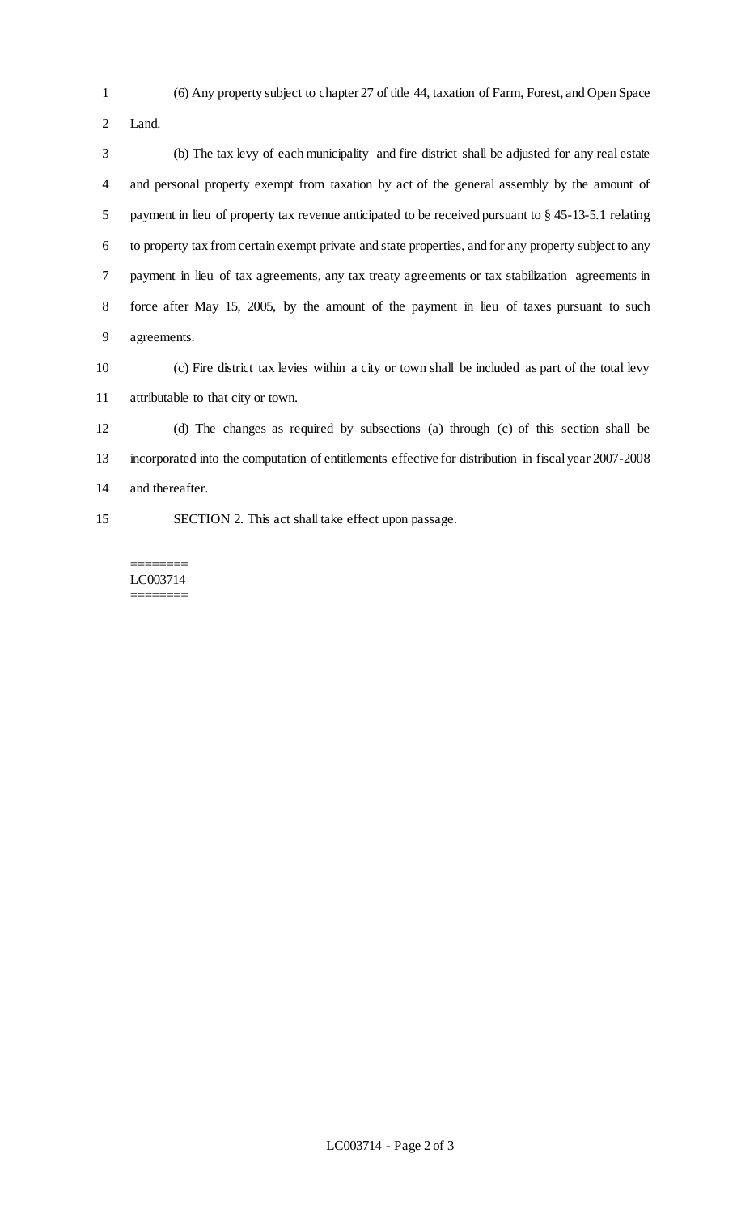(6) Any property subject to chapter 27 of title 44, taxation of Farm, Forest, and Open Space Land.

(b) The tax levy of each municipality and fire district shall be adjusted for any real estate and personal property exempt from taxation by act of the general assembly by the amount of payment in lieu of property tax revenue anticipated to be received pursuant to § 45-13-5.1 relating to property tax from certain exempt private and state properties, and for any property subject to any payment in lieu of tax agreements, any tax treaty agreements or tax stabilization agreements in force after May 15, 2005, by the amount of the payment in lieu of taxes pursuant to such agreements.

(c) Fire district tax levies within a city or town shall be included as part of the total levy attributable to that city or town.

(d) The changes as required by subsections (a) through (c) of this section shall be incorporated into the computation of entitlements effective for distribution in fiscal year 2007-2008 and thereafter.

SECTION 2. This act shall take effect upon passage.

========
LC003714
========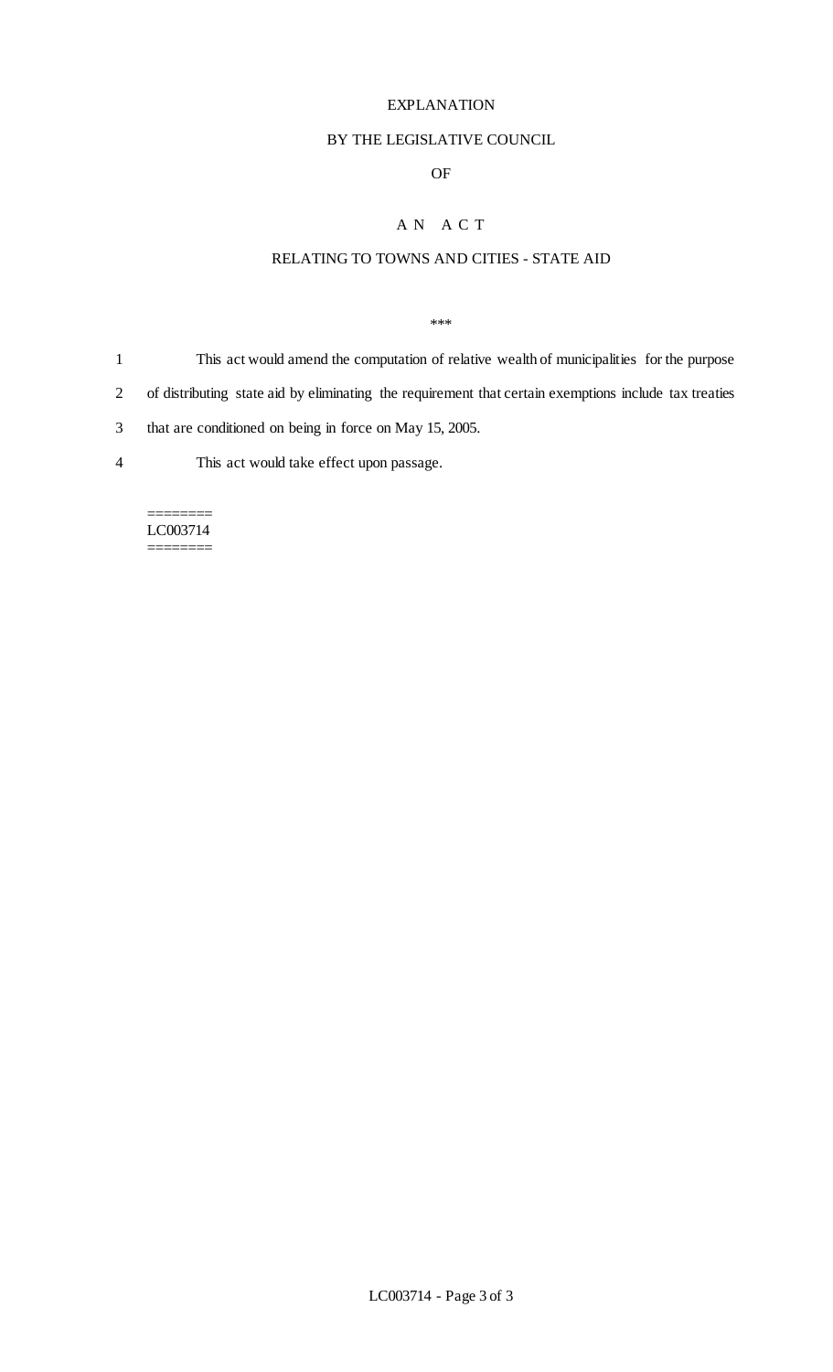EXPLANATION

BY THE LEGISLATIVE COUNCIL

OF

A N A C T

RELATING TO TOWNS AND CITIES - STATE AID

\*\*\*

This act would amend the computation of relative wealth of municipalities for the purpose of distributing state aid by eliminating the requirement that certain exemptions include tax treaties that are conditioned on being in force on May 15, 2005.

This act would take effect upon passage.

========
LC003714
========